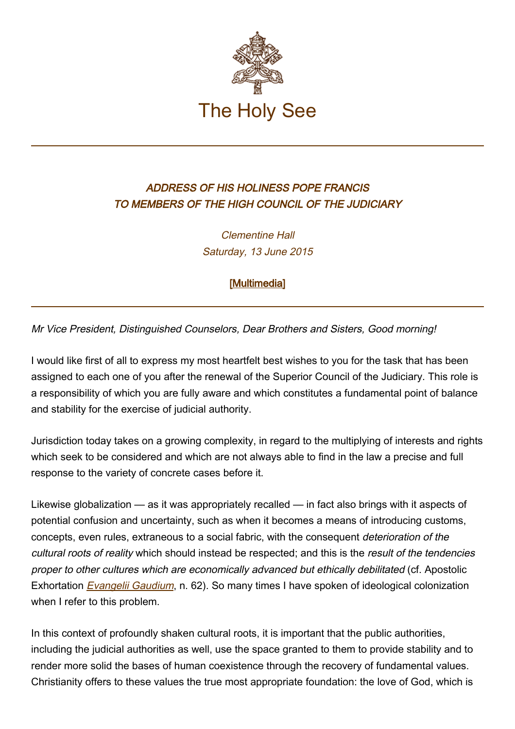The Holy See

# ADDRESS OF HIS HOLINESS POPE FRANCIS TO MEMBERS OF THE HIGH COUNCIL OF THE JUDICIARY

*Clementine Hall*
*Saturday, 13 June 2015*

[Multimedia]

---

*Mr Vice President, Distinguished Counselors, Dear Brothers and Sisters, Good morning!*

I would like first of all to express my most heartfelt best wishes to you for the task that has been assigned to each one of you after the renewal of the Superior Council of the Judiciary. This role is a responsibility of which you are fully aware and which constitutes a fundamental point of balance and stability for the exercise of judicial authority.

Jurisdiction today takes on a growing complexity, in regard to the multiplying of interests and rights which seek to be considered and which are not always able to find in the law a precise and full response to the variety of concrete cases before it.

Likewise globalization — as it was appropriately recalled — in fact also brings with it aspects of potential confusion and uncertainty, such as when it becomes a means of introducing customs, concepts, even rules, extraneous to a social fabric, with the consequent *deterioration of the cultural roots of reality* which should instead be respected; and this is the *result of the tendencies proper to other cultures which are economically advanced but ethically debilitated* (cf. Apostolic Exhortation *Evangelii Gaudium*, n. 62). So many times I have spoken of ideological colonization when I refer to this problem.

In this context of profoundly shaken cultural roots, it is important that the public authorities, including the judicial authorities as well, use the space granted to them to provide stability and to render more solid the bases of human coexistence through the recovery of fundamental values. Christianity offers to these values the true most appropriate foundation: the love of God, which is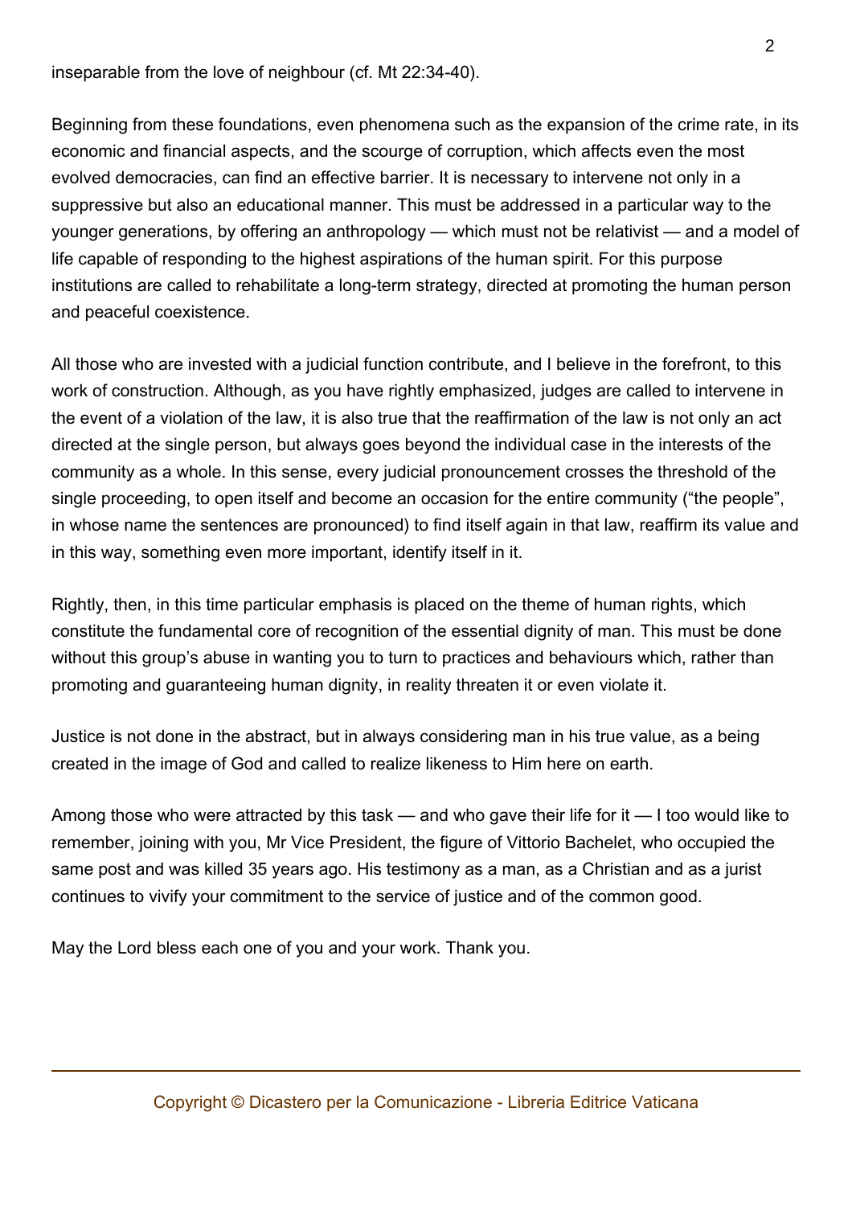inseparable from the love of neighbour (cf. Mt 22:34-40).

Beginning from these foundations, even phenomena such as the expansion of the crime rate, in its economic and financial aspects, and the scourge of corruption, which affects even the most evolved democracies, can find an effective barrier. It is necessary to intervene not only in a suppressive but also an educational manner. This must be addressed in a particular way to the younger generations, by offering an anthropology — which must not be relativist — and a model of life capable of responding to the highest aspirations of the human spirit. For this purpose institutions are called to rehabilitate a long-term strategy, directed at promoting the human person and peaceful coexistence.

All those who are invested with a judicial function contribute, and I believe in the forefront, to this work of construction. Although, as you have rightly emphasized, judges are called to intervene in the event of a violation of the law, it is also true that the reaffirmation of the law is not only an act directed at the single person, but always goes beyond the individual case in the interests of the community as a whole. In this sense, every judicial pronouncement crosses the threshold of the single proceeding, to open itself and become an occasion for the entire community ("the people", in whose name the sentences are pronounced) to find itself again in that law, reaffirm its value and in this way, something even more important, identify itself in it.

Rightly, then, in this time particular emphasis is placed on the theme of human rights, which constitute the fundamental core of recognition of the essential dignity of man. This must be done without this group's abuse in wanting you to turn to practices and behaviours which, rather than promoting and guaranteeing human dignity, in reality threaten it or even violate it.

Justice is not done in the abstract, but in always considering man in his true value, as a being created in the image of God and called to realize likeness to Him here on earth.

Among those who were attracted by this task — and who gave their life for it — I too would like to remember, joining with you, Mr Vice President, the figure of Vittorio Bachelet, who occupied the same post and was killed 35 years ago. His testimony as a man, as a Christian and as a jurist continues to vivify your commitment to the service of justice and of the common good.

May the Lord bless each one of you and your work. Thank you.

Copyright © Dicastero per la Comunicazione - Libreria Editrice Vaticana